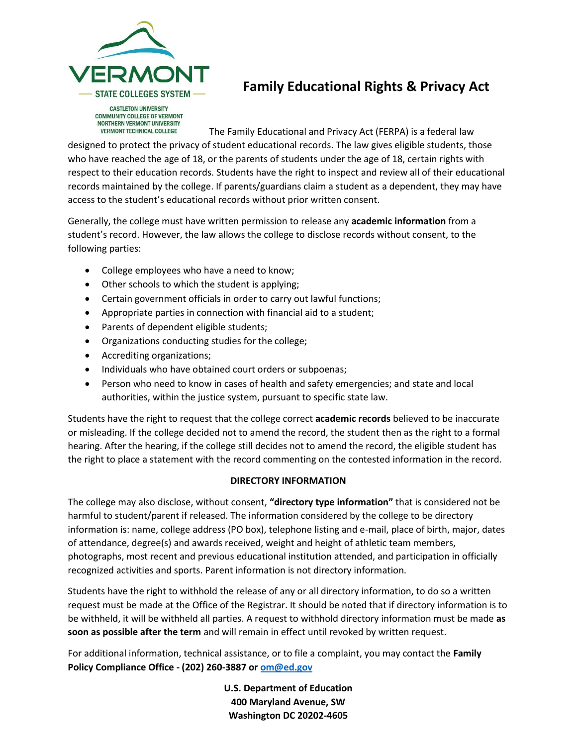VERMONT STATE COLLEGES SYSTEM

CASTLETON UNIVERSITY
COMMUNITY COLLEGE OF VERMONT
NORTHERN VERMONT UNIVERSITY
VERMONT TECHNICAL COLLEGE

# Family Educational Rights & Privacy Act

The Family Educational and Privacy Act (FERPA) is a federal law designed to protect the privacy of student educational records. The law gives eligible students, those who have reached the age of 18, or the parents of students under the age of 18, certain rights with respect to their education records. Students have the right to inspect and review all of their educational records maintained by the college. If parents/guardians claim a student as a dependent, they may have access to the student's educational records without prior written consent.

Generally, the college must have written permission to release any **academic information** from a student's record. However, the law allows the college to disclose records without consent, to the following parties:

- College employees who have a need to know;
- Other schools to which the student is applying;
- Certain government officials in order to carry out lawful functions;
- Appropriate parties in connection with financial aid to a student;
- Parents of dependent eligible students;
- Organizations conducting studies for the college;
- Accrediting organizations;
- Individuals who have obtained court orders or subpoenas;
- Person who need to know in cases of health and safety emergencies; and state and local authorities, within the justice system, pursuant to specific state law.

Students have the right to request that the college correct **academic records** believed to be inaccurate or misleading. If the college decided not to amend the record, the student then as the right to a formal hearing. After the hearing, if the college still decides not to amend the record, the eligible student has the right to place a statement with the record commenting on the contested information in the record.

**DIRECTORY INFORMATION**

The college may also disclose, without consent, **"directory type information"** that is considered not be harmful to student/parent if released. The information considered by the college to be directory information is: name, college address (PO box), telephone listing and e-mail, place of birth, major, dates of attendance, degree(s) and awards received, weight and height of athletic team members, photographs, most recent and previous educational institution attended, and participation in officially recognized activities and sports. Parent information is not directory information.

Students have the right to withhold the release of any or all directory information, to do so a written request must be made at the Office of the Registrar. It should be noted that if directory information is to be withheld, it will be withheld all parties. A request to withhold directory information must be made **as soon as possible after the term** and will remain in effect until revoked by written request.

For additional information, technical assistance, or to file a complaint, you may contact the **Family Policy Compliance Office - (202) 260-3887 or om@ed.gov**

**U.S. Department of Education**
**400 Maryland Avenue, SW**
**Washington DC 20202-4605**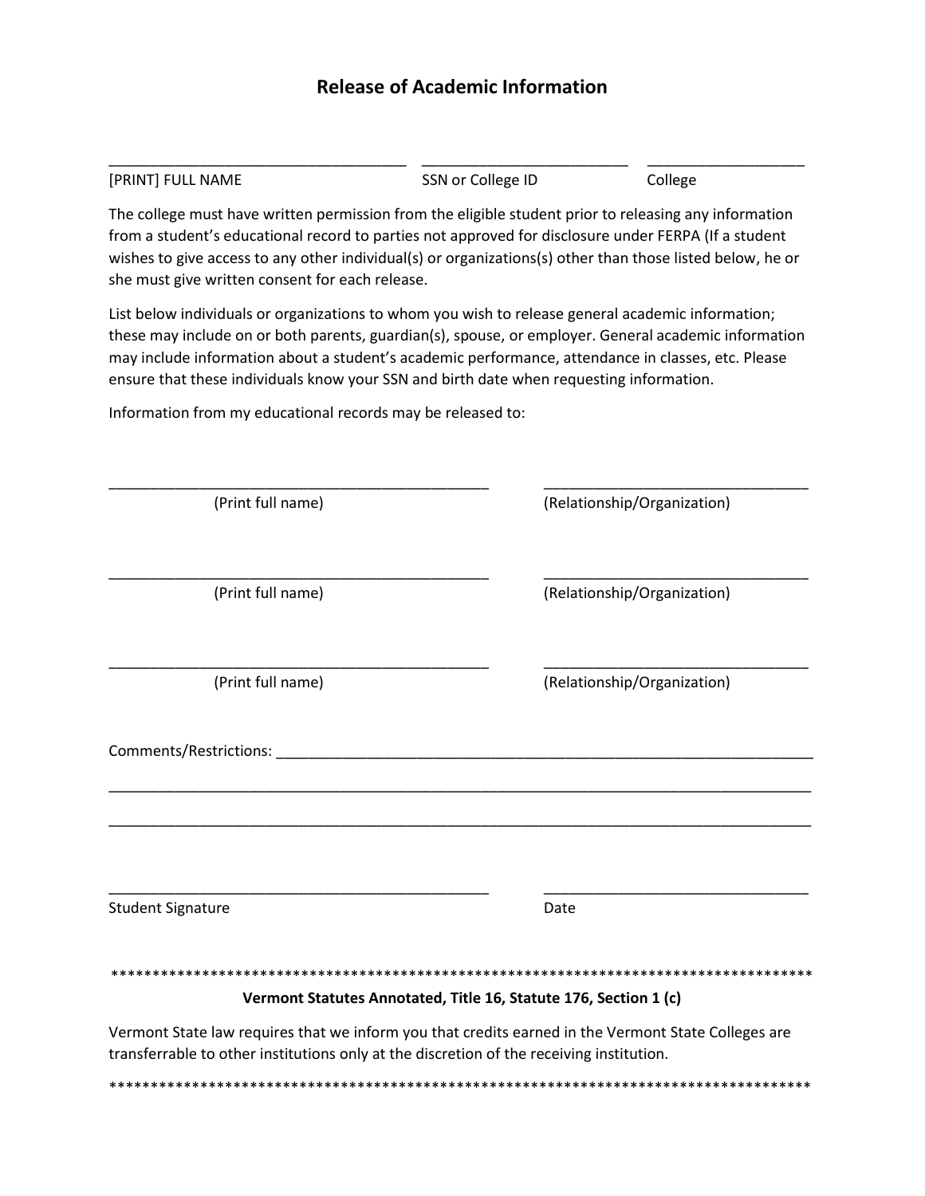# Release of Academic Information

\_\_\_\_\_\_\_\_\_\_\_\_\_\_\_\_\_\_\_\_\_\_\_\_\_\_\_\_\_\_\_\_\_\_\_ \_\_\_\_\_\_\_\_\_\_\_\_\_\_\_\_\_\_\_\_\_\_\_\_\_ \_\_\_\_\_\_\_\_\_\_\_\_\_\_\_\_\_\_

[PRINT] FULL NAME SSN or College ID College

The college must have written permission from the eligible student prior to releasing any information from a student's educational record to parties not approved for disclosure under FERPA (If a student wishes to give access to any other individual(s) or organizations(s) other than those listed below, he or she must give written consent for each release.

List below individuals or organizations to whom you wish to release general academic information; these may include on or both parents, guardian(s), spouse, or employer. General academic information may include information about a student's academic performance, attendance in classes, etc. Please ensure that these individuals know your SSN and birth date when requesting information.

Information from my educational records may be released to:

\_\_\_\_\_\_\_\_\_\_\_\_\_\_\_\_\_\_\_\_\_\_\_\_\_\_\_\_\_\_\_\_\_\_\_\_\_\_\_\_\_\_\_\_\_\_ \_\_\_\_\_\_\_\_\_\_\_\_\_\_\_\_\_\_\_\_\_\_\_\_\_\_\_\_\_\_\_\_\_

(Print full name) (Relationship/Organization)

\_\_\_\_\_\_\_\_\_\_\_\_\_\_\_\_\_\_\_\_\_\_\_\_\_\_\_\_\_\_\_\_\_\_\_\_\_\_\_\_\_\_\_\_\_\_ \_\_\_\_\_\_\_\_\_\_\_\_\_\_\_\_\_\_\_\_\_\_\_\_\_\_\_\_\_\_\_\_\_

(Print full name) (Relationship/Organization)

\_\_\_\_\_\_\_\_\_\_\_\_\_\_\_\_\_\_\_\_\_\_\_\_\_\_\_\_\_\_\_\_\_\_\_\_\_\_\_\_\_\_\_\_\_\_ \_\_\_\_\_\_\_\_\_\_\_\_\_\_\_\_\_\_\_\_\_\_\_\_\_\_\_\_\_\_\_\_\_

(Print full name) (Relationship/Organization)

Comments/Restrictions: \_\_\_\_\_\_\_\_\_\_\_\_\_\_\_\_\_\_\_\_\_\_\_\_\_\_\_\_\_\_\_\_\_\_\_\_\_\_\_\_\_\_\_\_\_\_\_\_\_\_\_\_\_\_\_\_\_\_\_\_\_\_\_\_\_

\_\_\_\_\_\_\_\_\_\_\_\_\_\_\_\_\_\_\_\_\_\_\_\_\_\_\_\_\_\_\_\_\_\_\_\_\_\_\_\_\_\_\_\_\_\_\_\_\_\_\_\_\_\_\_\_\_\_\_\_\_\_\_\_\_\_\_\_\_\_\_\_\_\_\_\_\_\_\_\_\_\_\_\_\_\_\_

\_\_\_\_\_\_\_\_\_\_\_\_\_\_\_\_\_\_\_\_\_\_\_\_\_\_\_\_\_\_\_\_\_\_\_\_\_\_\_\_\_\_\_\_\_\_\_\_\_\_\_\_\_\_\_\_\_\_\_\_\_\_\_\_\_\_\_\_\_\_\_\_\_\_\_\_\_\_\_\_\_\_\_\_\_\_\_

\_\_\_\_\_\_\_\_\_\_\_\_\_\_\_\_\_\_\_\_\_\_\_\_\_\_\_\_\_\_\_\_\_\_\_\_\_\_\_\_\_\_\_\_\_\_ \_\_\_\_\_\_\_\_\_\_\_\_\_\_\_\_\_\_\_\_\_\_\_\_\_\_\_\_\_\_\_\_\_

Student Signature Date

\*\*\*\*\*\*\*\*\*\*\*\*\*\*\*\*\*\*\*\*\*\*\*\*\*\*\*\*\*\*\*\*\*\*\*\*\*\*\*\*\*\*\*\*\*\*\*\*\*\*\*\*\*\*\*\*\*\*\*\*\*\*\*\*\*\*\*\*\*\*\*\*\*\*\*\*\*\*\*\*\*\*\*\*\*\*\*

**Vermont Statutes Annotated, Title 16, Statute 176, Section 1 (c)**

Vermont State law requires that we inform you that credits earned in the Vermont State Colleges are transferrable to other institutions only at the discretion of the receiving institution.

\*\*\*\*\*\*\*\*\*\*\*\*\*\*\*\*\*\*\*\*\*\*\*\*\*\*\*\*\*\*\*\*\*\*\*\*\*\*\*\*\*\*\*\*\*\*\*\*\*\*\*\*\*\*\*\*\*\*\*\*\*\*\*\*\*\*\*\*\*\*\*\*\*\*\*\*\*\*\*\*\*\*\*\*\*\*\*